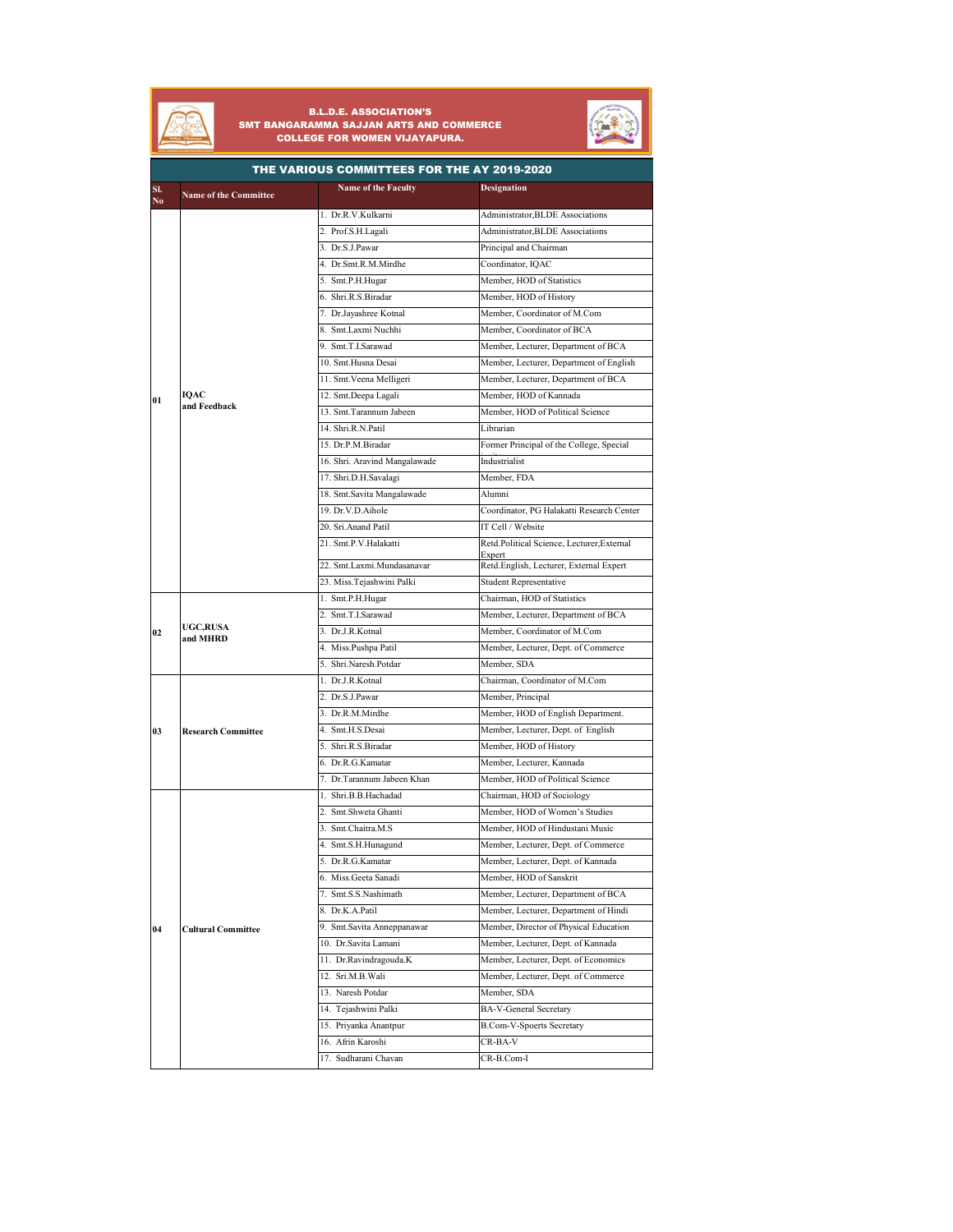# B.L.D.E. ASSOCIATION'S
# SMT BANGARAMMA SAJJAN ARTS AND COMMERCE COLLEGE FOR WOMEN VIJAYAPURA.

## THE VARIOUS COMMITTEES FOR THE AY 2019-2020

| Sl. No | Name of the Committee | Name of the Faculty | Designation |
|---|---|---|---|
| 01 | IQAC and Feedback | 1. Dr.R.V.Kulkarni | Administrator,BLDE Associations |
| | | 2. Prof.S.H.Lagali | Administrator,BLDE Associations |
| | | 3. Dr.S.J.Pawar | Principal and Chairman |
| | | 4. Dr.Smt.R.M.Mirdhe | Coordinator, IQAC |
| | | 5. Smt.P.H.Hugar | Member, HOD of Statistics |
| | | 6. Shri.R.S.Biradar | Member, HOD of History |
| | | 7. Dr.Jayashree Kotnal | Member, Coordinator of M.Com |
| | | 8. Smt.Laxmi Nuchhi | Member, Coordinator of BCA |
| | | 9. Smt.T.I.Sarawad | Member, Lecturer, Department of BCA |
| | | 10. Smt.Husna Desai | Member, Lecturer, Department of English |
| | | 11. Smt.Veena Melligeri | Member, Lecturer, Department of BCA |
| | | 12. Smt.Deepa Lagali | Member, HOD of Kannada |
| | | 13. Smt.Tarannum Jabeen | Member, HOD of Political Science |
| | | 14. Shri.R.N.Patil | Librarian |
| | | 15. Dr.P.M.Biradar | Former Principal of the College, Special |
| | | 16. Shri. Aravind Mangalawade | Industrialist |
| | | 17. Shri.D.H.Savalagi | Member, FDA |
| | | 18. Smt.Savita Mangalawade | Alumni |
| | | 19. Dr.V.D.Aihole | Coordinator, PG Halakatti Research Center |
| | | 20. Sri.Anand Patil | IT Cell / Website |
| | | 21. Smt.P.V.Halakatti | Retd.Political Science, Lecturer,External Expert |
| | | 22. Smt.Laxmi.Mundasanavar | Retd.English, Lecturer, External Expert |
| | | 23. Miss.Tejashwini Palki | Student Representative |
| 02 | UGC,RUSA and MHRD | 1. Smt.P.H.Hugar | Chairman, HOD of Statistics |
| | | 2. Smt.T.I.Sarawad | Member, Lecturer, Department of BCA |
| | | 3. Dr.J.R.Kotnal | Member, Coordinator of M.Com |
| | | 4. Miss.Pushpa Patil | Member, Lecturer, Dept. of Commerce |
| | | 5. Shri.Naresh.Potdar | Member, SDA |
| 03 | Research Committee | 1. Dr.J.R.Kotnal | Chairman, Coordinator of M.Com |
| | | 2. Dr.S.J.Pawar | Member, Principal |
| | | 3. Dr.R.M.Mirdhe | Member, HOD of English Department. |
| | | 4. Smt.H.S.Desai | Member, Lecturer, Dept. of English |
| | | 5. Shri.R.S.Biradar | Member, HOD of History |
| | | 6. Dr.R.G.Kamatar | Member, Lecturer, Kannada |
| | | 7. Dr.Tarannum Jabeen Khan | Member, HOD of Political Science |
| 04 | Cultural Committee | 1. Shri.B.B.Hachadad | Chairman, HOD of Sociology |
| | | 2. Smt.Shweta Ghanti | Member, HOD of Women's Studies |
| | | 3. Smt.Chaitra.M.S | Member, HOD of Hindustani Music |
| | | 4. Smt.S.H.Hunagund | Member, Lecturer, Dept. of Commerce |
| | | 5. Dr.R.G.Kamatar | Member, Lecturer, Dept. of Kannada |
| | | 6. Miss.Geeta Sanadi | Member, HOD of Sanskrit |
| | | 7. Smt.S.S.Nashimath | Member, Lecturer, Department of BCA |
| | | 8. Dr.K.A.Patil | Member, Lecturer, Department of Hindi |
| | | 9. Smt.Savita Anneppanawar | Member, Director of Physical Education |
| | | 10. Dr.Savita Lamani | Member, Lecturer, Dept. of Kannada |
| | | 11. Dr.Ravindragouda.K | Member, Lecturer, Dept. of Economics |
| | | 12. Sri.M.B.Wali | Member, Lecturer, Dept. of Commerce |
| | | 13. Naresh Potdar | Member, SDA |
| | | 14. Tejashwini Palki | BA-V-General Secretary |
| | | 15. Priyanka Anantpur | B.Com-V-Spoerts Secretary |
| | | 16. Afrin Karoshi | CR-BA-V |
| | | 17. Sudharani Chavan | CR-B.Com-I |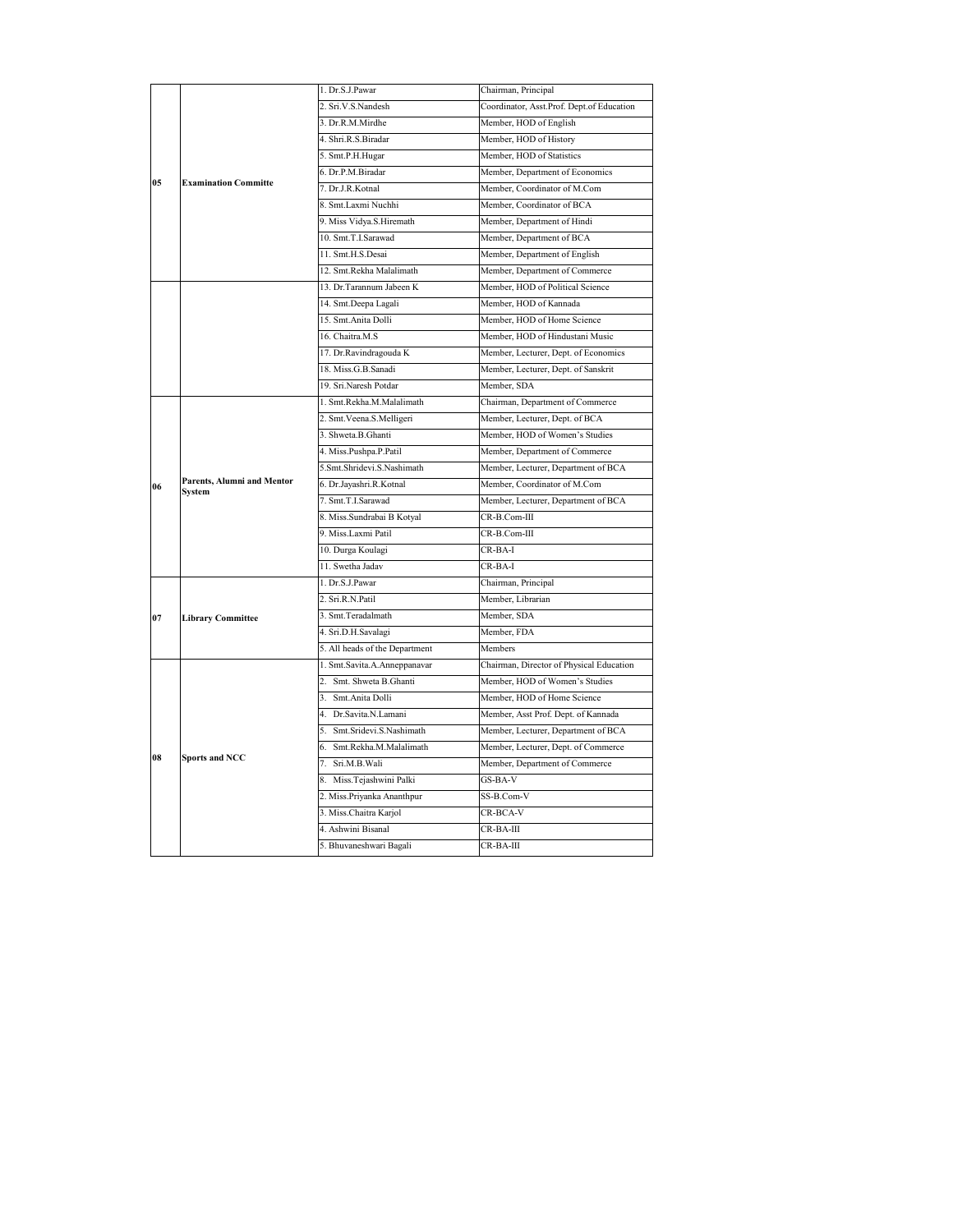| | | | |
|---|---|---|---|
| 05 | Examination Committe | 1. Dr.S.J.Pawar | Chairman, Principal |
| | | 2. Sri.V.S.Nandesh | Coordinator, Asst.Prof. Dept.of Education |
| | | 3. Dr.R.M.Mirdhe | Member, HOD of English |
| | | 4. Shri.R.S.Biradar | Member, HOD of History |
| | | 5. Smt.P.H.Hugar | Member, HOD of Statistics |
| | | 6. Dr.P.M.Biradar | Member, Department of Economics |
| | | 7. Dr.J.R.Kotnal | Member, Coordinator of M.Com |
| | | 8. Smt.Laxmi Nuchhi | Member, Coordinator of BCA |
| | | 9. Miss Vidya.S.Hiremath | Member, Department of Hindi |
| | | 10. Smt.T.I.Sarawad | Member, Department of BCA |
| | | 11. Smt.H.S.Desai | Member, Department of English |
| | | 12. Smt.Rekha Malalimath | Member, Department of Commerce |
| | | 13. Dr.Tarannum Jabeen K | Member, HOD of Political Science |
| | | 14. Smt.Deepa Lagali | Member, HOD of Kannada |
| | | 15. Smt.Anita Dolli | Member, HOD of Home Science |
| | | 16. Chaitra.M.S | Member, HOD of Hindustani Music |
| | | 17. Dr.Ravindragouda K | Member, Lecturer, Dept. of Economics |
| | | 18. Miss.G.B.Sanadi | Member, Lecturer, Dept. of Sanskrit |
| | | 19. Sri.Naresh Potdar | Member, SDA |
| 06 | Parents, Alumni and Mentor System | 1. Smt.Rekha.M.Malalimath | Chairman, Department of Commerce |
| | | 2. Smt.Veena.S.Melligeri | Member, Lecturer, Dept. of BCA |
| | | 3. Shweta.B.Ghanti | Member, HOD of Women's Studies |
| | | 4. Miss.Pushpa.P.Patil | Member, Department of Commerce |
| | | 5.Smt.Shridevi.S.Nashimath | Member, Lecturer, Department of BCA |
| | | 6. Dr.Jayashri.R.Kotnal | Member, Coordinator of M.Com |
| | | 7. Smt.T.I.Sarawad | Member, Lecturer, Department of BCA |
| | | 8. Miss.Sundrabai B Kotyal | CR-B.Com-III |
| | | 9. Miss.Laxmi Patil | CR-B.Com-III |
| | | 10. Durga Koulagi | CR-BA-I |
| | | 11. Swetha Jadav | CR-BA-I |
| 07 | Library Committee | 1. Dr.S.J.Pawar | Chairman, Principal |
| | | 2. Sri.R.N.Patil | Member, Librarian |
| | | 3. Smt.Teradalmath | Member, SDA |
| | | 4. Sri.D.H.Savalagi | Member, FDA |
| | | 5. All heads of the Department | Members |
| 08 | Sports and NCC | 1. Smt.Savita.A.Anneppanavar | Chairman, Director of Physical Education |
| | | 2. Smt. Shweta B.Ghanti | Member, HOD of Women's Studies |
| | | 3. Smt.Anita Dolli | Member, HOD of Home Science |
| | | 4. Dr.Savita.N.Lamani | Member, Asst Prof. Dept. of Kannada |
| | | 5. Smt.Sridevi.S.Nashimath | Member, Lecturer, Department of BCA |
| | | 6. Smt.Rekha.M.Malalimath | Member, Lecturer, Dept. of Commerce |
| | | 7. Sri.M.B.Wali | Member, Department of Commerce |
| | | 8. Miss.Tejashwini Palki | GS-BA-V |
| | | 2. Miss.Priyanka Ananthpur | SS-B.Com-V |
| | | 3. Miss.Chaitra Karjol | CR-BCA-V |
| | | 4. Ashwini Bisanal | CR-BA-III |
| | | 5. Bhuvaneshwari Bagali | CR-BA-III |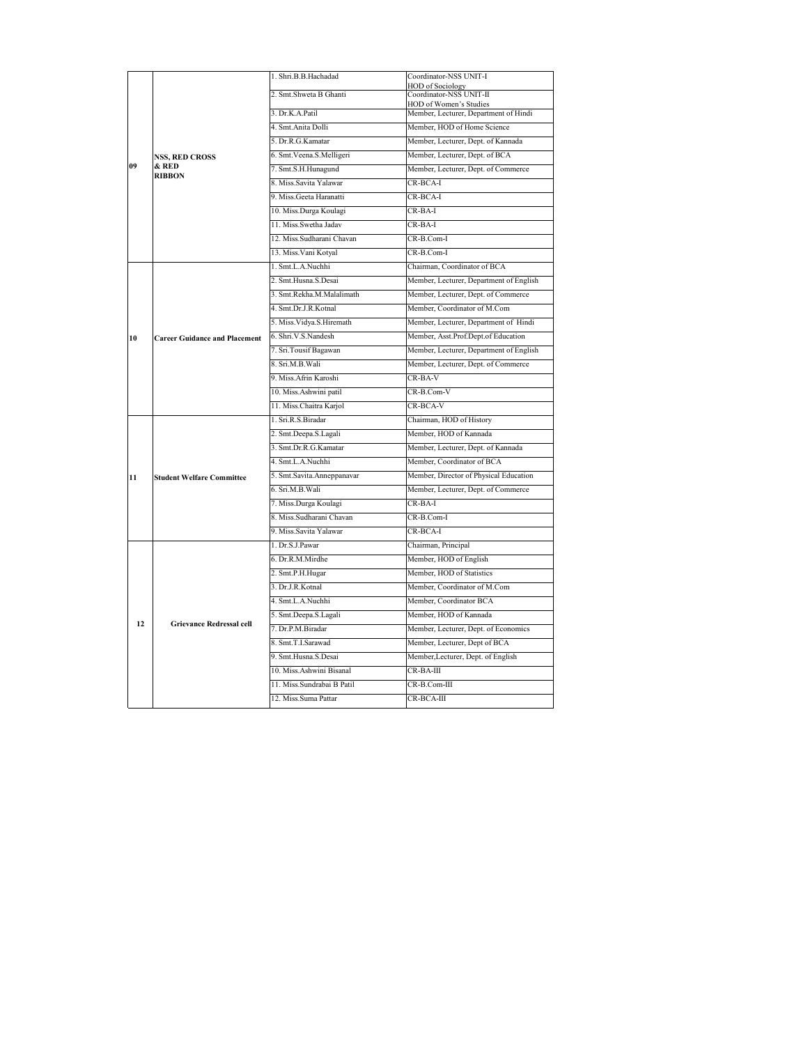| | | | |
|---|---|---|---|
| 09 | NSS, RED CROSS & RED RIBBON | 1. Shri.B.B.Hachadad | Coordinator-NSS UNIT-I HOD of Sociology |
| | | 2. Smt.Shweta B Ghanti | Coordinator-NSS UNIT-II HOD of Women's Studies |
| | | 3. Dr.K.A.Patil | Member, Lecturer, Department of Hindi |
| | | 4. Smt.Anita Dolli | Member, HOD of Home Science |
| | | 5. Dr.R.G.Kamatar | Member, Lecturer, Dept. of Kannada |
| | | 6. Smt.Veena.S.Melligeri | Member, Lecturer, Dept. of BCA |
| | | 7. Smt.S.H.Hunagund | Member, Lecturer, Dept. of Commerce |
| | | 8. Miss.Savita Yalawar | CR-BCA-I |
| | | 9. Miss.Geeta Haranatti | CR-BCA-I |
| | | 10. Miss.Durga Koulagi | CR-BA-I |
| | | 11. Miss.Swetha Jadav | CR-BA-I |
| | | 12. Miss.Sudharani Chavan | CR-B.Com-I |
| | | 13. Miss.Vani Kotyal | CR-B.Com-I |
| 10 | Career Guidance and Placement | 1. Smt.L.A.Nuchhi | Chairman, Coordinator of BCA |
| | | 2. Smt.Husna.S.Desai | Member, Lecturer, Department of English |
| | | 3. Smt.Rekha.M.Malalimath | Member, Lecturer, Dept. of Commerce |
| | | 4. Smt.Dr.J.R.Kotnal | Member, Coordinator of M.Com |
| | | 5. Miss.Vidya.S.Hiremath | Member, Lecturer, Department of Hindi |
| | | 6. Shri.V.S.Nandesh | Member, Asst.Prof.Dept.of Education |
| | | 7. Sri.Tousif Bagawan | Member, Lecturer, Department of English |
| | | 8. Sri.M.B.Wali | Member, Lecturer, Dept. of Commerce |
| | | 9. Miss.Afrin Karoshi | CR-BA-V |
| | | 10. Miss.Ashwini patil | CR-B.Com-V |
| | | 11. Miss.Chaitra Karjol | CR-BCA-V |
| 11 | Student Welfare Committee | 1. Sri.R.S.Biradar | Chairman, HOD of History |
| | | 2. Smt.Deepa.S.Lagali | Member, HOD of Kannada |
| | | 3. Smt.Dr.R.G.Kamatar | Member, Lecturer, Dept. of Kannada |
| | | 4. Smt.L.A.Nuchhi | Member, Coordinator of BCA |
| | | 5. Smt.Savita.Anneppanavar | Member, Director of Physical Education |
| | | 6. Sri.M.B.Wali | Member, Lecturer, Dept. of Commerce |
| | | 7. Miss.Durga Koulagi | CR-BA-I |
| | | 8. Miss.Sudharani Chavan | CR-B.Com-I |
| | | 9. Miss.Savita Yalawar | CR-BCA-I |
| 12 | Grievance Redressal cell | 1. Dr.S.J.Pawar | Chairman, Principal |
| | | 6. Dr.R.M.Mirdhe | Member, HOD of English |
| | | 2. Smt.P.H.Hugar | Member, HOD of Statistics |
| | | 3. Dr.J.R.Kotnal | Member, Coordinator of M.Com |
| | | 4. Smt.L.A.Nuchhi | Member, Coordinator BCA |
| | | 5. Smt.Deepa.S.Lagali | Member, HOD of Kannada |
| | | 7. Dr.P.M.Biradar | Member, Lecturer, Dept. of Economics |
| | | 8. Smt.T.I.Sarawad | Member, Lecturer, Dept of BCA |
| | | 9. Smt.Husna.S.Desai | Member,Lecturer, Dept. of English |
| | | 10. Miss.Ashwini Bisanal | CR-BA-III |
| | | 11. Miss.Sundrabai B Patil | CR-B.Com-III |
| | | 12. Miss.Suma Pattar | CR-BCA-III |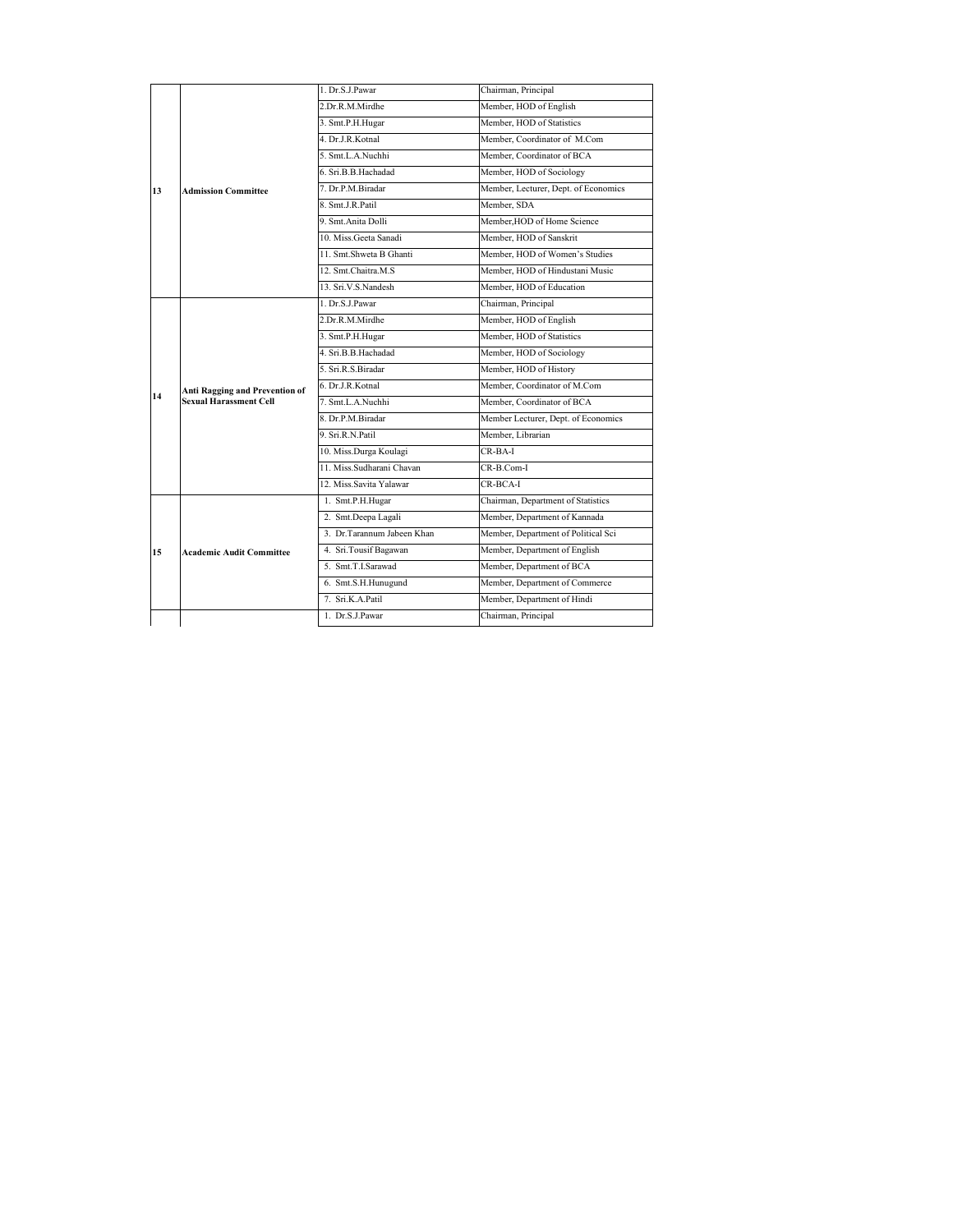| | | | |
|---|---|---|---|
| 13 | Admission Committee | 1. Dr.S.J.Pawar | Chairman, Principal |
| | | 2.Dr.R.M.Mirdhe | Member, HOD of English |
| | | 3. Smt.P.H.Hugar | Member, HOD of Statistics |
| | | 4. Dr.J.R.Kotnal | Member, Coordinator of M.Com |
| | | 5. Smt.L.A.Nuchhi | Member, Coordinator of BCA |
| | | 6. Sri.B.B.Hachadad | Member, HOD of Sociology |
| | | 7. Dr.P.M.Biradar | Member, Lecturer, Dept. of Economics |
| | | 8. Smt.J.R.Patil | Member, SDA |
| | | 9. Smt.Anita Dolli | Member,HOD of Home Science |
| | | 10. Miss.Geeta Sanadi | Member, HOD of Sanskrit |
| | | 11. Smt.Shweta B Ghanti | Member, HOD of Women's Studies |
| | | 12. Smt.Chaitra.M.S | Member, HOD of Hindustani Music |
| | | 13. Sri.V.S.Nandesh | Member, HOD of Education |
| 14 | Anti Ragging and Prevention of Sexual Harassment Cell | 1. Dr.S.J.Pawar | Chairman, Principal |
| | | 2.Dr.R.M.Mirdhe | Member, HOD of English |
| | | 3. Smt.P.H.Hugar | Member, HOD of Statistics |
| | | 4. Sri.B.B.Hachadad | Member, HOD of Sociology |
| | | 5. Sri.R.S.Biradar | Member, HOD of History |
| | | 6. Dr.J.R.Kotnal | Member, Coordinator of M.Com |
| | | 7. Smt.L.A.Nuchhi | Member, Coordinator of BCA |
| | | 8. Dr.P.M.Biradar | Member Lecturer, Dept. of Economics |
| | | 9. Sri.R.N.Patil | Member, Librarian |
| | | 10. Miss.Durga Koulagi | CR-BA-I |
| | | 11. Miss.Sudharani Chavan | CR-B.Com-I |
| | | 12. Miss.Savita Yalawar | CR-BCA-I |
| 15 | Academic Audit Committee | 1. Smt.P.H.Hugar | Chairman, Department of Statistics |
| | | 2. Smt.Deepa Lagali | Member, Department of Kannada |
| | | 3. Dr.Tarannum Jabeen Khan | Member, Department of Political Sci |
| | | 4. Sri.Tousif Bagawan | Member, Department of English |
| | | 5. Smt.T.I.Sarawad | Member, Department of BCA |
| | | 6. Smt.S.H.Hunugund | Member, Department of Commerce |
| | | 7. Sri.K.A.Patil | Member, Department of Hindi |
| | | 1. Dr.S.J.Pawar | Chairman, Principal |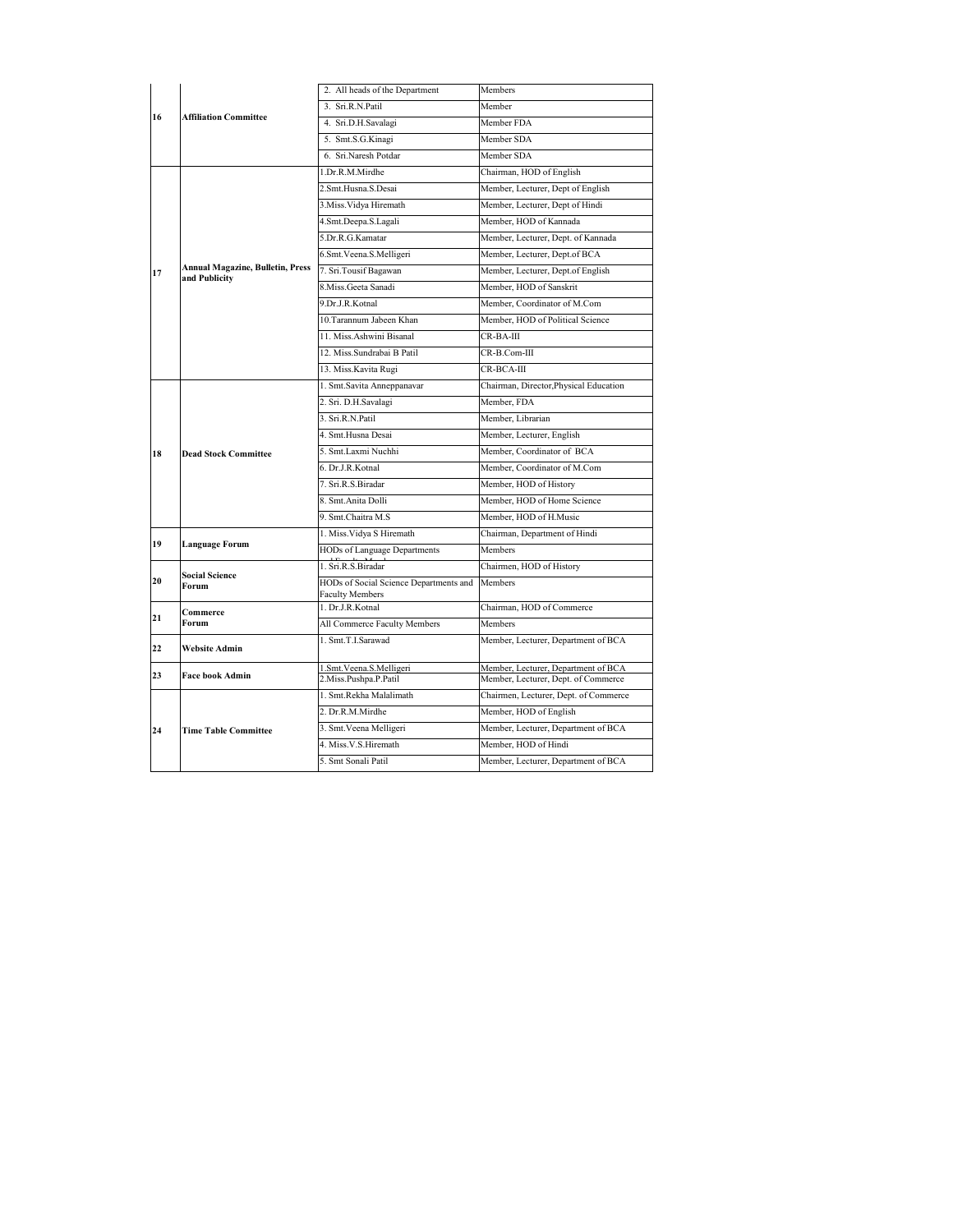| | | | |
|---|---|---|---|
| 16 | Affiliation Committee | 2. All heads of the Department | Members |
| | | 3. Sri.R.N.Patil | Member |
| | | 4. Sri.D.H.Savalagi | Member FDA |
| | | 5. Smt.S.G.Kinagi | Member SDA |
| | | 6. Sri.Naresh Potdar | Member SDA |
| 17 | Annual Magazine, Bulletin, Press and Publicity | 1.Dr.R.M.Mirdhe | Chairman, HOD of English |
| | | 2.Smt.Husna.S.Desai | Member, Lecturer, Dept of English |
| | | 3.Miss.Vidya Hiremath | Member, Lecturer, Dept of Hindi |
| | | 4.Smt.Deepa.S.Lagali | Member, HOD of Kannada |
| | | 5.Dr.R.G.Kamatar | Member, Lecturer, Dept. of Kannada |
| | | 6.Smt.Veena.S.Melligeri | Member, Lecturer, Dept.of BCA |
| | | 7. Sri.Tousif Bagawan | Member, Lecturer, Dept.of English |
| | | 8.Miss.Geeta Sanadi | Member, HOD of Sanskrit |
| | | 9.Dr.J.R.Kotnal | Member, Coordinator of M.Com |
| | | 10.Tarannum Jabeen Khan | Member, HOD of Political Science |
| | | 11. Miss.Ashwini Bisanal | CR-BA-III |
| | | 12. Miss.Sundrabai B Patil | CR-B.Com-III |
| | | 13. Miss.Kavita Rugi | CR-BCA-III |
| 18 | Dead Stock Committee | 1. Smt.Savita Anneppanavar | Chairman, Director,Physical Education |
| | | 2. Sri. D.H.Savalagi | Member, FDA |
| | | 3. Sri.R.N.Patil | Member, Librarian |
| | | 4. Smt.Husna Desai | Member, Lecturer, English |
| | | 5. Smt.Laxmi Nuchhi | Member, Coordinator of BCA |
| | | 6. Dr.J.R.Kotnal | Member, Coordinator of M.Com |
| | | 7. Sri.R.S.Biradar | Member, HOD of History |
| | | 8. Smt.Anita Dolli | Member, HOD of Home Science |
| | | 9. Smt.Chaitra M.S | Member, HOD of H.Music |
| 19 | Language Forum | 1. Miss.Vidya S Hiremath | Chairman, Department of Hindi |
| | | HODs of Language Departments | Members |
| 20 | Social Science Forum | 1. Sri.R.S.Biradar | Chairmen, HOD of History |
| | | HODs of Social Science Departments and Faculty Members | Members |
| 21 | Commerce Forum | 1. Dr.J.R.Kotnal | Chairman, HOD of Commerce |
| | | All Commerce Faculty Members | Members |
| 22 | Website Admin | 1. Smt.T.I.Sarawad | Member, Lecturer, Department of BCA |
| 23 | Face book Admin | 1.Smt.Veena.S.Melligeri | Member, Lecturer, Department of BCA |
| | | 2.Miss.Pushpa.P.Patil | Member, Lecturer, Dept. of Commerce |
| 24 | Time Table Committee | 1. Smt.Rekha Malalimath | Chairmen, Lecturer, Dept. of Commerce |
| | | 2. Dr.R.M.Mirdhe | Member, HOD of English |
| | | 3. Smt.Veena Melligeri | Member, Lecturer, Department of BCA |
| | | 4. Miss.V.S.Hiremath | Member, HOD of Hindi |
| | | 5. Smt Sonali Patil | Member, Lecturer, Department of BCA |